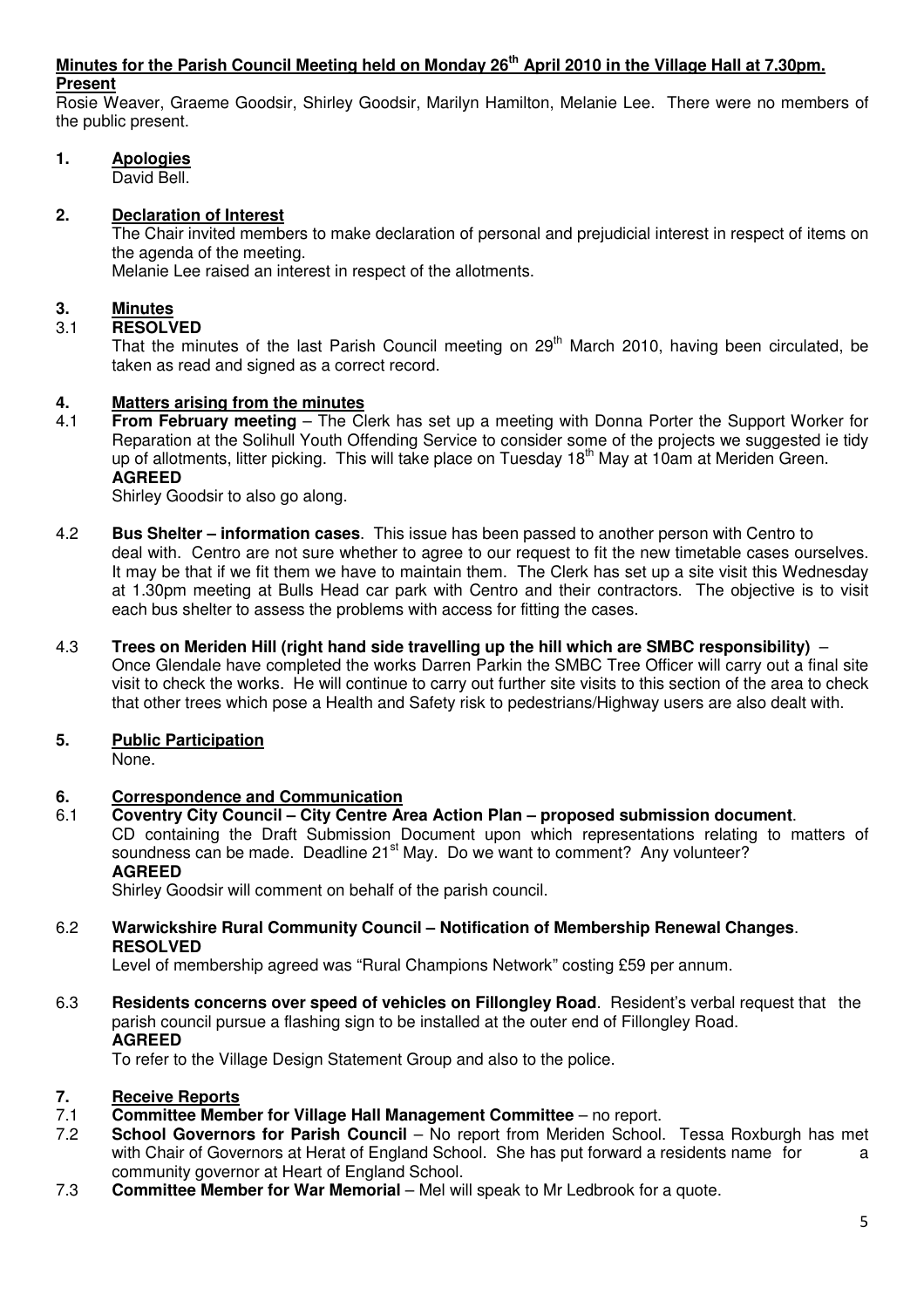**Minutes for the Parish Council Meeting held on Monday 26th April 2010 in the Village Hall at 7.30pm.**

**Present**

Rosie Weaver, Graeme Goodsir, Shirley Goodsir, Marilyn Hamilton, Melanie Lee. There were no members of the public present.

**1. Apologies**

David Bell.

**2. Declaration of Interest**

The Chair invited members to make declaration of personal and prejudicial interest in respect of items on the agenda of the meeting.

Melanie Lee raised an interest in respect of the allotments.

**3. Minutes**

3.1 **RESOLVED**

That the minutes of the last Parish Council meeting on 29th March 2010, having been circulated, be taken as read and signed as a correct record.

**4. Matters arising from the minutes**

4.1 **From February meeting** – The Clerk has set up a meeting with Donna Porter the Support Worker for Reparation at the Solihull Youth Offending Service to consider some of the projects we suggested ie tidy up of allotments, litter picking. This will take place on Tuesday 18th May at 10am at Meriden Green.

**AGREED**

Shirley Goodsir to also go along.

4.2 **Bus Shelter – information cases**. This issue has been passed to another person with Centro to deal with. Centro are not sure whether to agree to our request to fit the new timetable cases ourselves. It may be that if we fit them we have to maintain them. The Clerk has set up a site visit this Wednesday at 1.30pm meeting at Bulls Head car park with Centro and their contractors. The objective is to visit each bus shelter to assess the problems with access for fitting the cases.

4.3 **Trees on Meriden Hill (right hand side travelling up the hill which are SMBC responsibility)** – Once Glendale have completed the works Darren Parkin the SMBC Tree Officer will carry out a final site visit to check the works. He will continue to carry out further site visits to this section of the area to check that other trees which pose a Health and Safety risk to pedestrians/Highway users are also dealt with.

**5. Public Participation**

None.

**6. Correspondence and Communication**

6.1 **Coventry City Council – City Centre Area Action Plan – proposed submission document**.

CD containing the Draft Submission Document upon which representations relating to matters of soundness can be made. Deadline 21st May. Do we want to comment? Any volunteer?

**AGREED**

Shirley Goodsir will comment on behalf of the parish council.

6.2 **Warwickshire Rural Community Council – Notification of Membership Renewal Changes**.

**RESOLVED**

Level of membership agreed was "Rural Champions Network" costing £59 per annum.

6.3 **Residents concerns over speed of vehicles on Fillongley Road**. Resident's verbal request that the parish council pursue a flashing sign to be installed at the outer end of Fillongley Road.

**AGREED**

To refer to the Village Design Statement Group and also to the police.

**7. Receive Reports**

7.1 **Committee Member for Village Hall Management Committee** – no report.

7.2 **School Governors for Parish Council** – No report from Meriden School. Tessa Roxburgh has met with Chair of Governors at Herat of England School. She has put forward a residents name for a community governor at Heart of England School.

7.3 **Committee Member for War Memorial** – Mel will speak to Mr Ledbrook for a quote.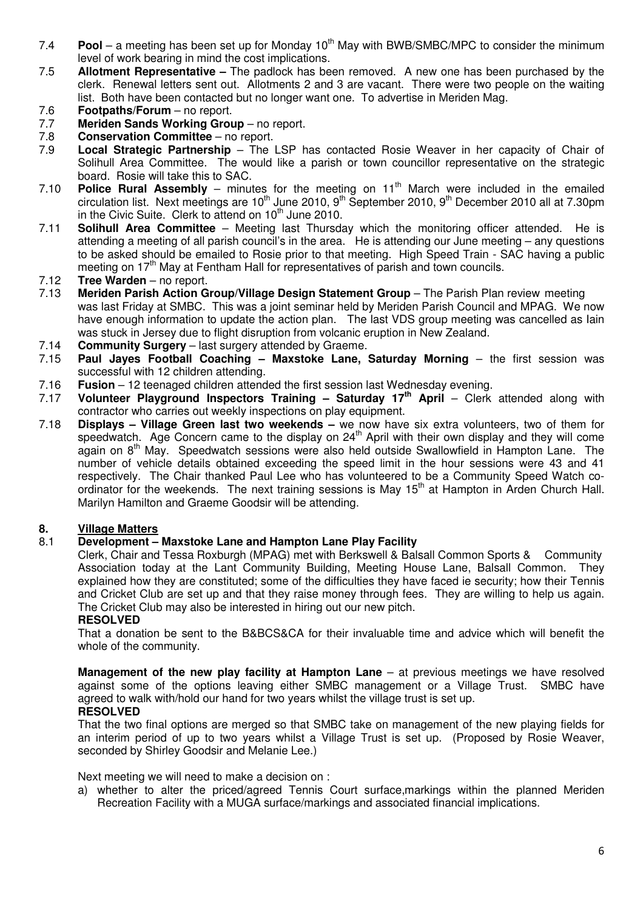7.4 **Pool** – a meeting has been set up for Monday 10th May with BWB/SMBC/MPC to consider the minimum level of work bearing in mind the cost implications.

7.5 **Allotment Representative –** The padlock has been removed. A new one has been purchased by the clerk. Renewal letters sent out. Allotments 2 and 3 are vacant. There were two people on the waiting list. Both have been contacted but no longer want one. To advertise in Meriden Mag.

7.6 **Footpaths/Forum** – no report.

7.7 **Meriden Sands Working Group** – no report.

7.8 **Conservation Committee** – no report.

7.9 **Local Strategic Partnership** – The LSP has contacted Rosie Weaver in her capacity of Chair of Solihull Area Committee. The would like a parish or town councillor representative on the strategic board. Rosie will take this to SAC.

7.10 **Police Rural Assembly** – minutes for the meeting on 11th March were included in the emailed circulation list. Next meetings are 10th June 2010, 9th September 2010, 9th December 2010 all at 7.30pm in the Civic Suite. Clerk to attend on 10th June 2010.

7.11 **Solihull Area Committee** – Meeting last Thursday which the monitoring officer attended. He is attending a meeting of all parish council's in the area. He is attending our June meeting – any questions to be asked should be emailed to Rosie prior to that meeting. High Speed Train - SAC having a public meeting on 17th May at Fentham Hall for representatives of parish and town councils.

7.12 **Tree Warden** – no report.

7.13 **Meriden Parish Action Group/Village Design Statement Group** – The Parish Plan review meeting was last Friday at SMBC. This was a joint seminar held by Meriden Parish Council and MPAG. We now have enough information to update the action plan. The last VDS group meeting was cancelled as Iain was stuck in Jersey due to flight disruption from volcanic eruption in New Zealand.

7.14 **Community Surgery** – last surgery attended by Graeme.

7.15 **Paul Jayes Football Coaching – Maxstoke Lane, Saturday Morning** – the first session was successful with 12 children attending.

7.16 **Fusion** – 12 teenaged children attended the first session last Wednesday evening.

7.17 **Volunteer Playground Inspectors Training – Saturday 17th April** – Clerk attended along with contractor who carries out weekly inspections on play equipment.

7.18 **Displays – Village Green last two weekends –** we now have six extra volunteers, two of them for speedwatch. Age Concern came to the display on 24th April with their own display and they will come again on 8th May. Speedwatch sessions were also held outside Swallowfield in Hampton Lane. The number of vehicle details obtained exceeding the speed limit in the hour sessions were 43 and 41 respectively. The Chair thanked Paul Lee who has volunteered to be a Community Speed Watch co-ordinator for the weekends. The next training sessions is May 15th at Hampton in Arden Church Hall. Marilyn Hamilton and Graeme Goodsir will be attending.

## 8. Village Matters

### 8.1 Development – Maxstoke Lane and Hampton Lane Play Facility

Clerk, Chair and Tessa Roxburgh (MPAG) met with Berkswell & Balsall Common Sports & Community Association today at the Lant Community Building, Meeting House Lane, Balsall Common. They explained how they are constituted; some of the difficulties they have faced ie security; how their Tennis and Cricket Club are set up and that they raise money through fees. They are willing to help us again. The Cricket Club may also be interested in hiring out our new pitch.

**RESOLVED**

That a donation be sent to the B&BCS&CA for their invaluable time and advice which will benefit the whole of the community.

**Management of the new play facility at Hampton Lane** – at previous meetings we have resolved against some of the options leaving either SMBC management or a Village Trust. SMBC have agreed to walk with/hold our hand for two years whilst the village trust is set up.

**RESOLVED**

That the two final options are merged so that SMBC take on management of the new playing fields for an interim period of up to two years whilst a Village Trust is set up. (Proposed by Rosie Weaver, seconded by Shirley Goodsir and Melanie Lee.)

Next meeting we will need to make a decision on :

a) whether to alter the priced/agreed Tennis Court surface,markings within the planned Meriden Recreation Facility with a MUGA surface/markings and associated financial implications.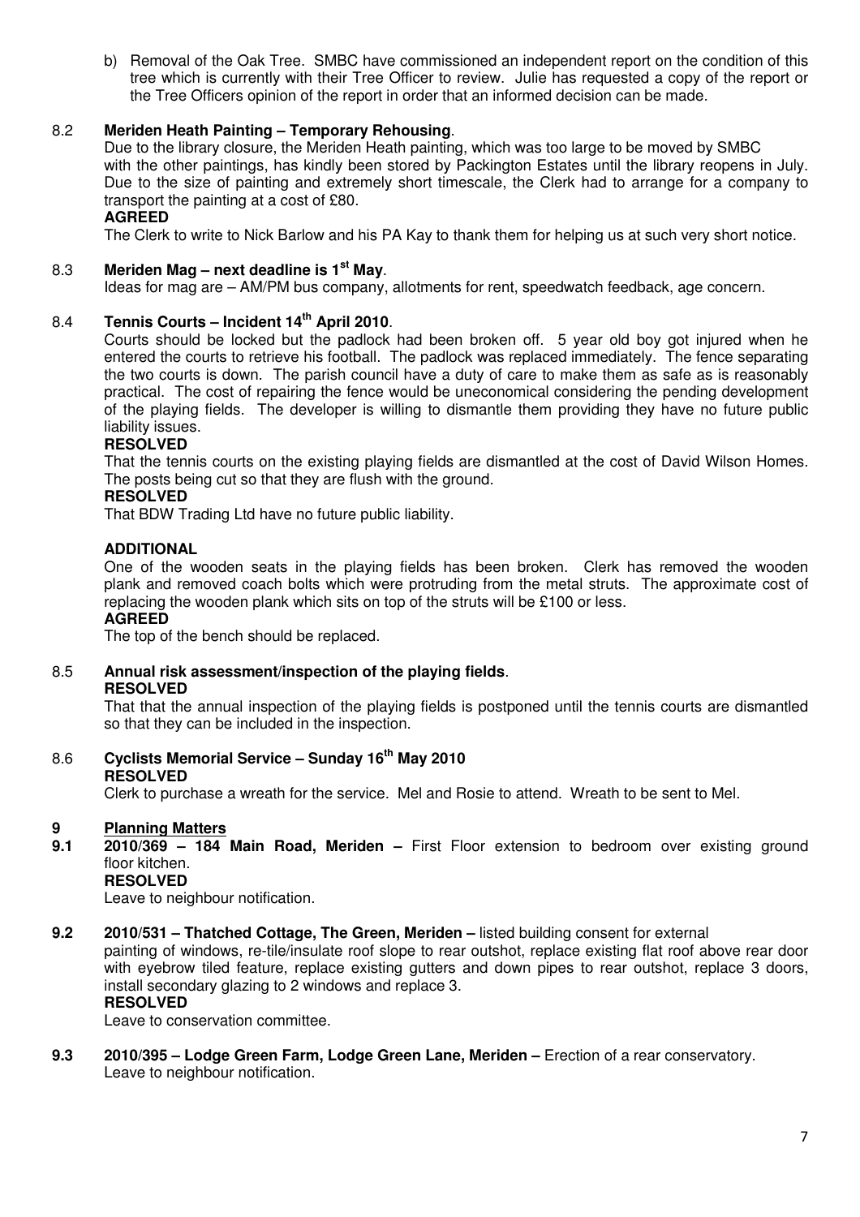b) Removal of the Oak Tree. SMBC have commissioned an independent report on the condition of this tree which is currently with their Tree Officer to review. Julie has requested a copy of the report or the Tree Officers opinion of the report in order that an informed decision can be made.

8.2 **Meriden Heath Painting – Temporary Rehousing**.

Due to the library closure, the Meriden Heath painting, which was too large to be moved by SMBC with the other paintings, has kindly been stored by Packington Estates until the library reopens in July. Due to the size of painting and extremely short timescale, the Clerk had to arrange for a company to transport the painting at a cost of £80.

**AGREED**

The Clerk to write to Nick Barlow and his PA Kay to thank them for helping us at such very short notice.

8.3 **Meriden Mag – next deadline is 1st May**.

Ideas for mag are – AM/PM bus company, allotments for rent, speedwatch feedback, age concern.

8.4 **Tennis Courts – Incident 14th April 2010**.

Courts should be locked but the padlock had been broken off. 5 year old boy got injured when he entered the courts to retrieve his football. The padlock was replaced immediately. The fence separating the two courts is down. The parish council have a duty of care to make them as safe as is reasonably practical. The cost of repairing the fence would be uneconomical considering the pending development of the playing fields. The developer is willing to dismantle them providing they have no future public liability issues.

**RESOLVED**

That the tennis courts on the existing playing fields are dismantled at the cost of David Wilson Homes. The posts being cut so that they are flush with the ground.

**RESOLVED**

That BDW Trading Ltd have no future public liability.

**ADDITIONAL**

One of the wooden seats in the playing fields has been broken. Clerk has removed the wooden plank and removed coach bolts which were protruding from the metal struts. The approximate cost of replacing the wooden plank which sits on top of the struts will be £100 or less.

**AGREED**

The top of the bench should be replaced.

8.5 **Annual risk assessment/inspection of the playing fields**.

**RESOLVED**

That that the annual inspection of the playing fields is postponed until the tennis courts are dismantled so that they can be included in the inspection.

8.6 **Cyclists Memorial Service – Sunday 16th May 2010**

**RESOLVED**

Clerk to purchase a wreath for the service. Mel and Rosie to attend. Wreath to be sent to Mel.

## 9 Planning Matters

**9.1 2010/369 – 184 Main Road, Meriden –** First Floor extension to bedroom over existing ground floor kitchen.

**RESOLVED**

Leave to neighbour notification.

**9.2 2010/531 – Thatched Cottage, The Green, Meriden –** listed building consent for external painting of windows, re-tile/insulate roof slope to rear outshot, replace existing flat roof above rear door with eyebrow tiled feature, replace existing gutters and down pipes to rear outshot, replace 3 doors, install secondary glazing to 2 windows and replace 3.

**RESOLVED**

Leave to conservation committee.

**9.3 2010/395 – Lodge Green Farm, Lodge Green Lane, Meriden –** Erection of a rear conservatory.

Leave to neighbour notification.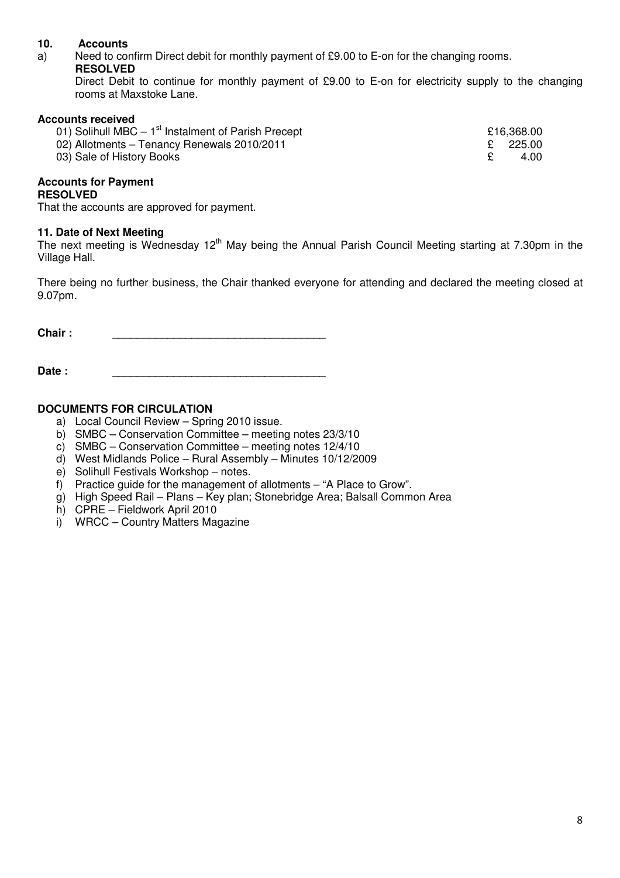## 10. Accounts

a) Need to confirm Direct debit for monthly payment of £9.00 to E-on for the changing rooms.

**RESOLVED**

Direct Debit to continue for monthly payment of £9.00 to E-on for electricity supply to the changing rooms at Maxstoke Lane.

### Accounts received

| | |
|---|---|
| 01) Solihull MBC – 1st Instalment of Parish Precept | £16,368.00 |
| 02) Allotments – Tenancy Renewals 2010/2011 | £ 225.00 |
| 03) Sale of History Books | £ 4.00 |

### Accounts for Payment

**RESOLVED**

That the accounts are approved for payment.

### 11. Date of Next Meeting

The next meeting is Wednesday 12th May being the Annual Parish Council Meeting starting at 7.30pm in the Village Hall.

There being no further business, the Chair thanked everyone for attending and declared the meeting closed at 9.07pm.

**Chair :** ___________________________________

**Date :** ___________________________________

### DOCUMENTS FOR CIRCULATION

a) Local Council Review – Spring 2010 issue.
b) SMBC – Conservation Committee – meeting notes 23/3/10
c) SMBC – Conservation Committee – meeting notes 12/4/10
d) West Midlands Police – Rural Assembly – Minutes 10/12/2009
e) Solihull Festivals Workshop – notes.
f) Practice guide for the management of allotments – "A Place to Grow".
g) High Speed Rail – Plans – Key plan; Stonebridge Area; Balsall Common Area
h) CPRE – Fieldwork April 2010
i) WRCC – Country Matters Magazine